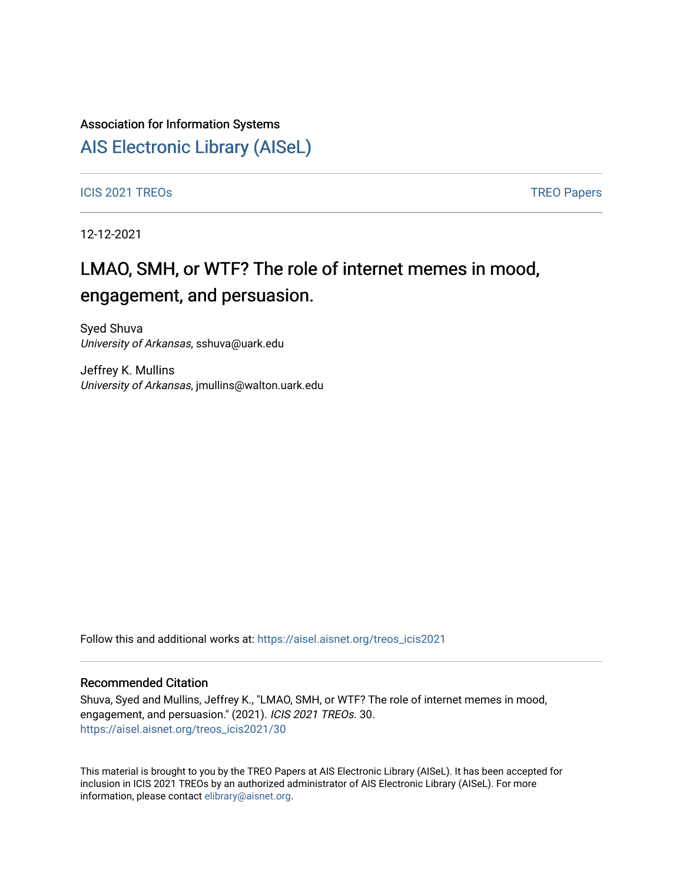Association for Information Systems

# AIS Electronic Library (AISeL)

ICIS 2021 TREOs | TREO Papers

12-12-2021

## LMAO, SMH, or WTF? The role of internet memes in mood, engagement, and persuasion.

Syed Shuva
*University of Arkansas*, sshuva@uark.edu

Jeffrey K. Mullins
*University of Arkansas*, jmullins@walton.uark.edu

Follow this and additional works at: https://aisel.aisnet.org/treos_icis2021

### Recommended Citation

Shuva, Syed and Mullins, Jeffrey K., "LMAO, SMH, or WTF? The role of internet memes in mood, engagement, and persuasion." (2021). *ICIS 2021 TREOs*. 30.
https://aisel.aisnet.org/treos_icis2021/30

This material is brought to you by the TREO Papers at AIS Electronic Library (AISeL). It has been accepted for inclusion in ICIS 2021 TREOs by an authorized administrator of AIS Electronic Library (AISeL). For more information, please contact elibrary@aisnet.org.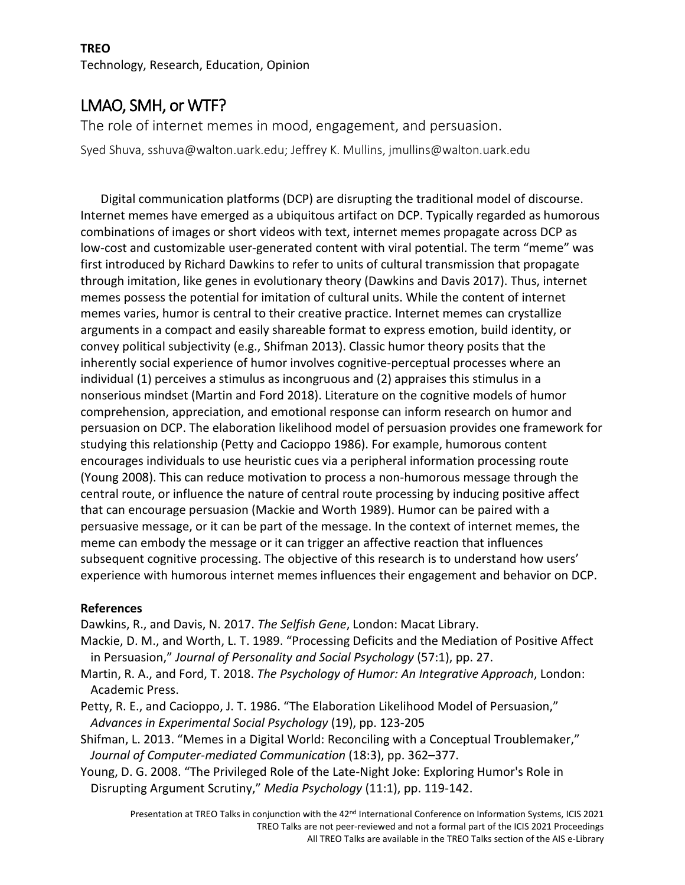**TREO**

Technology, Research, Education, Opinion

# LMAO, SMH, or WTF?

## The role of internet memes in mood, engagement, and persuasion.

Syed Shuva, sshuva@walton.uark.edu; Jeffrey K. Mullins, jmullins@walton.uark.edu

Digital communication platforms (DCP) are disrupting the traditional model of discourse. Internet memes have emerged as a ubiquitous artifact on DCP. Typically regarded as humorous combinations of images or short videos with text, internet memes propagate across DCP as low-cost and customizable user-generated content with viral potential. The term "meme" was first introduced by Richard Dawkins to refer to units of cultural transmission that propagate through imitation, like genes in evolutionary theory (Dawkins and Davis 2017). Thus, internet memes possess the potential for imitation of cultural units. While the content of internet memes varies, humor is central to their creative practice. Internet memes can crystallize arguments in a compact and easily shareable format to express emotion, build identity, or convey political subjectivity (e.g., Shifman 2013). Classic humor theory posits that the inherently social experience of humor involves cognitive-perceptual processes where an individual (1) perceives a stimulus as incongruous and (2) appraises this stimulus in a nonserious mindset (Martin and Ford 2018). Literature on the cognitive models of humor comprehension, appreciation, and emotional response can inform research on humor and persuasion on DCP. The elaboration likelihood model of persuasion provides one framework for studying this relationship (Petty and Cacioppo 1986). For example, humorous content encourages individuals to use heuristic cues via a peripheral information processing route (Young 2008). This can reduce motivation to process a non-humorous message through the central route, or influence the nature of central route processing by inducing positive affect that can encourage persuasion (Mackie and Worth 1989). Humor can be paired with a persuasive message, or it can be part of the message. In the context of internet memes, the meme can embody the message or it can trigger an affective reaction that influences subsequent cognitive processing. The objective of this research is to understand how users' experience with humorous internet memes influences their engagement and behavior on DCP.

**References**

Dawkins, R., and Davis, N. 2017. *The Selfish Gene*, London: Macat Library.

Mackie, D. M., and Worth, L. T. 1989. "Processing Deficits and the Mediation of Positive Affect in Persuasion," *Journal of Personality and Social Psychology* (57:1), pp. 27.

Martin, R. A., and Ford, T. 2018. *The Psychology of Humor: An Integrative Approach*, London: Academic Press.

Petty, R. E., and Cacioppo, J. T. 1986. "The Elaboration Likelihood Model of Persuasion," *Advances in Experimental Social Psychology* (19), pp. 123-205

Shifman, L. 2013. "Memes in a Digital World: Reconciling with a Conceptual Troublemaker," *Journal of Computer-mediated Communication* (18:3), pp. 362–377.

Young, D. G. 2008. "The Privileged Role of the Late-Night Joke: Exploring Humor's Role in Disrupting Argument Scrutiny," *Media Psychology* (11:1), pp. 119-142.

Presentation at TREO Talks in conjunction with the 42nd International Conference on Information Systems, ICIS 2021
TREO Talks are not peer-reviewed and not a formal part of the ICIS 2021 Proceedings
All TREO Talks are available in the TREO Talks section of the AIS e-Library